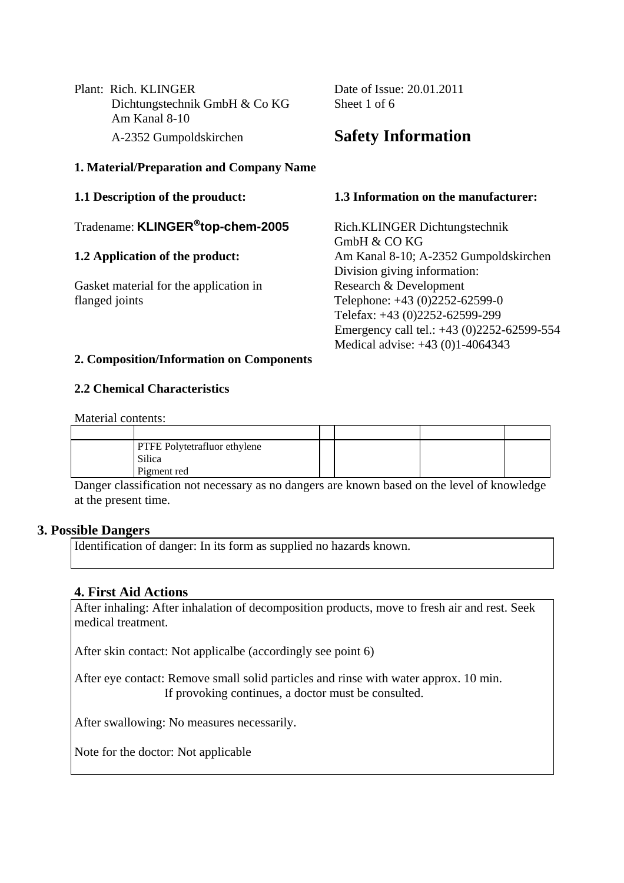Plant: Rich. KLINGER
Dichtungstechnik GmbH & Co KG
Am Kanal 8-10
A-2352 Gumpoldskirchen

Date of Issue: 20.01.2011

# Safety Information

## 1. Material/Preparation and Company Name

**1.1 Description of the prouduct:**

Tradename: **KLINGER®top-chem-2005**

**1.2 Application of the product:**

Gasket material for the application in flanged joints

**1.3 Information on the manufacturer:**

Rich.KLINGER Dichtungstechnik GmbH & CO KG
Am Kanal 8-10; A-2352 Gumpoldskirchen
Division giving information:
Research & Development
Telephone: +43 (0)2252-62599-0
Telefax: +43 (0)2252-62599-299
Emergency call tel.: +43 (0)2252-62599-554
Medical advise: +43 (0)1-4064343

## 2. Composition/Information on Components

**2.2 Chemical Characteristics**

Material contents:

| | | | | | |
|---|---|---|---|---|---|
| | PTFE Polytetrafluor ethylene<br>Silica<br>Pigment red | | | | |

Danger classification not necessary as no dangers are known based on the level of knowledge at the present time.

## 3. Possible Dangers

Identification of danger: In its form as supplied no hazards known.

## 4. First Aid Actions

After inhaling: After inhalation of decomposition products, move to fresh air and rest. Seek medical treatment.

After skin contact: Not applicalbe (accordingly see point 6)

After eye contact: Remove small solid particles and rinse with water approx. 10 min. If provoking continues, a doctor must be consulted.

After swallowing: No measures necessarily.

Note for the doctor: Not applicable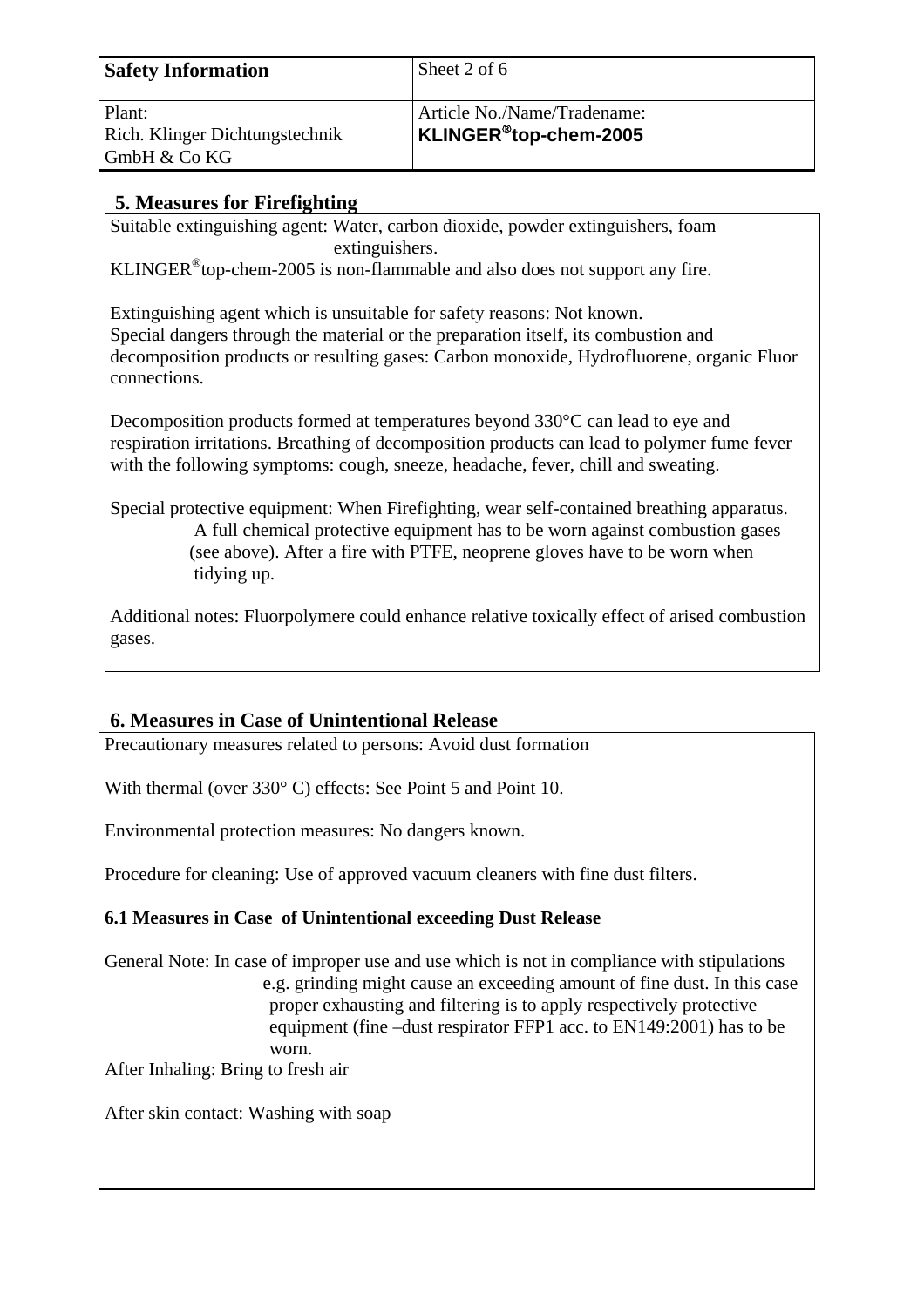| Safety Information | Sheet 2 of 6 |
|---|---|
| Plant:<br>Rich. Klinger Dichtungstechnik GmbH & Co KG | Article No./Name/Tradename:<br>**KLINGER®top-chem-2005** |

## 5. Measures for Firefighting

Suitable extinguishing agent: Water, carbon dioxide, powder extinguishers, foam extinguishers.
KLINGER®top-chem-2005 is non-flammable and also does not support any fire.

Extinguishing agent which is unsuitable for safety reasons: Not known.
Special dangers through the material or the preparation itself, its combustion and decomposition products or resulting gases: Carbon monoxide, Hydrofluorene, organic Fluor connections.

Decomposition products formed at temperatures beyond 330°C can lead to eye and respiration irritations. Breathing of decomposition products can lead to polymer fume fever with the following symptoms: cough, sneeze, headache, fever, chill and sweating.

Special protective equipment: When Firefighting, wear self-contained breathing apparatus. A full chemical protective equipment has to be worn against combustion gases (see above). After a fire with PTFE, neoprene gloves have to be worn when tidying up.

Additional notes: Fluorpolymere could enhance relative toxically effect of arised combustion gases.

## 6. Measures in Case of Unintentional Release

Precautionary measures related to persons: Avoid dust formation

With thermal (over 330° C) effects: See Point 5 and Point 10.

Environmental protection measures: No dangers known.

Procedure for cleaning: Use of approved vacuum cleaners with fine dust filters.

### 6.1 Measures in Case of Unintentional exceeding Dust Release

General Note: In case of improper use and use which is not in compliance with stipulations e.g. grinding might cause an exceeding amount of fine dust. In this case proper exhausting and filtering is to apply respectively protective equipment (fine –dust respirator FFP1 acc. to EN149:2001) has to be worn.

After Inhaling: Bring to fresh air

After skin contact: Washing with soap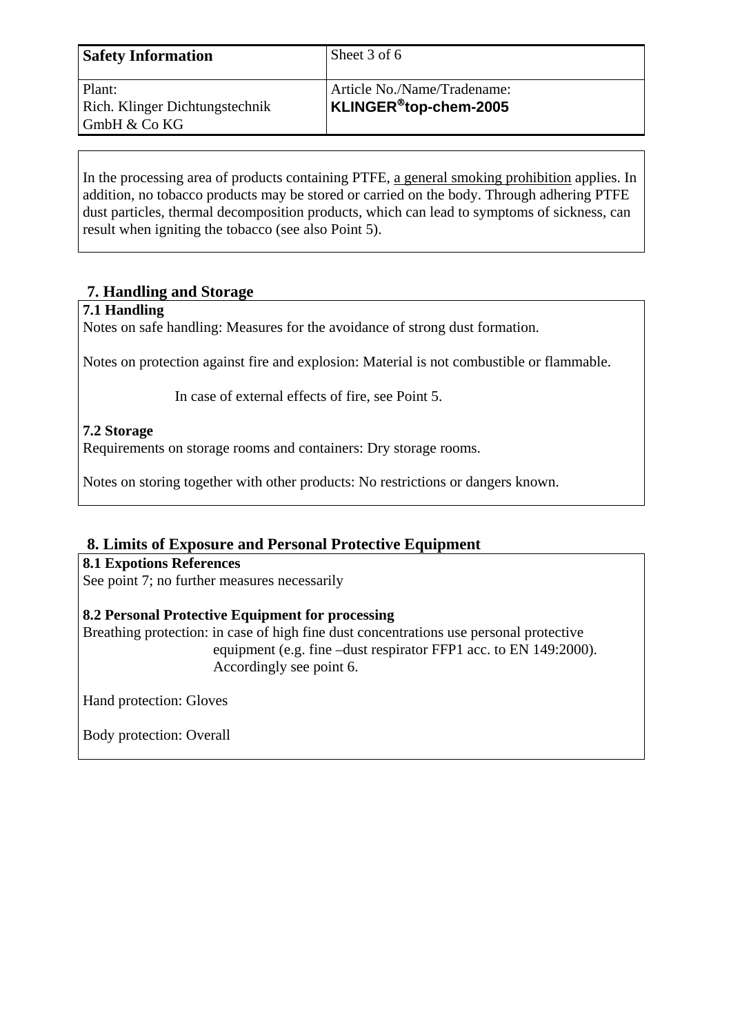| **Safety Information** | Sheet 3 of 6 |
| --- | --- |
| Plant:<br>Rich. Klinger Dichtungstechnik GmbH & Co KG | Article No./Name/Tradename:<br>**KLINGER®top-chem-2005** |

In the processing area of products containing PTFE, a general smoking prohibition applies. In addition, no tobacco products may be stored or carried on the body. Through adhering PTFE dust particles, thermal decomposition products, which can lead to symptoms of sickness, can result when igniting the tobacco (see also Point 5).

## 7. Handling and Storage

**7.1 Handling**

Notes on safe handling: Measures for the avoidance of strong dust formation.

Notes on protection against fire and explosion: Material is not combustible or flammable.

In case of external effects of fire, see Point 5.

**7.2 Storage**

Requirements on storage rooms and containers: Dry storage rooms.

Notes on storing together with other products: No restrictions or dangers known.

## 8. Limits of Exposure and Personal Protective Equipment

**8.1 Expotions References**

See point 7; no further measures necessarily

**8.2 Personal Protective Equipment for processing**

Breathing protection: in case of high fine dust concentrations use personal protective equipment (e.g. fine –dust respirator FFP1 acc. to EN 149:2000). Accordingly see point 6.

Hand protection: Gloves

Body protection: Overall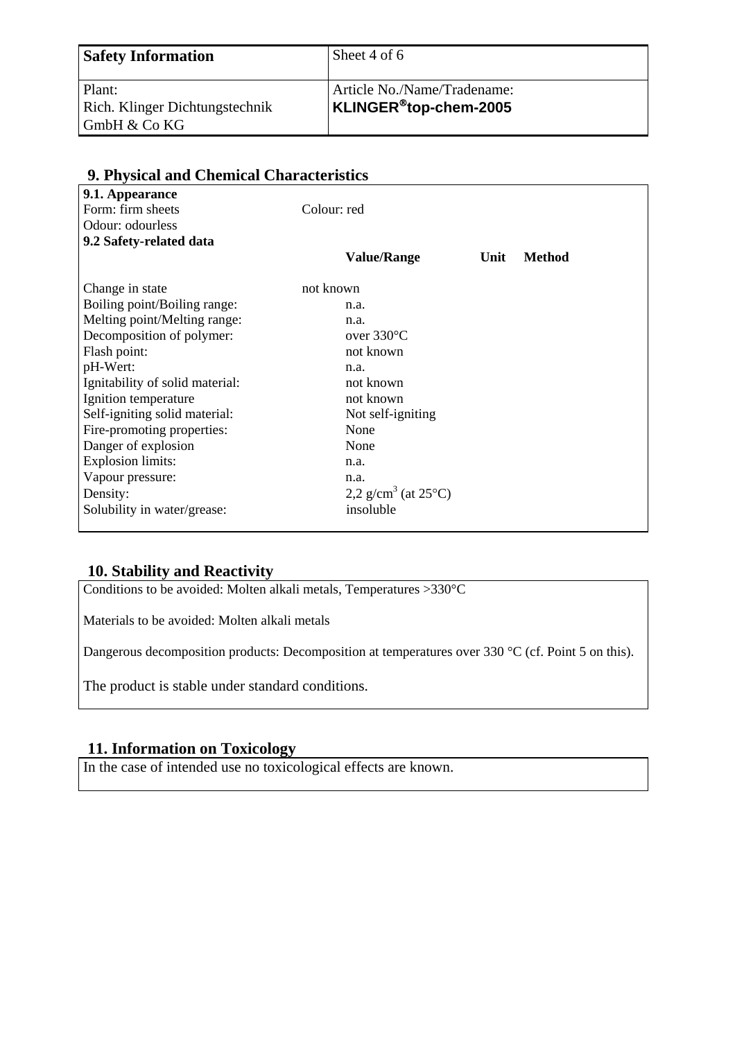| Safety Information | Sheet 4 of 6 |
|---|---|
| Plant:<br>Rich. Klinger Dichtungstechnik<br>GmbH & Co KG | Article No./Name/Tradename:<br>**KLINGER®top-chem-2005** |

## 9. Physical and Chemical Characteristics

**9.1. Appearance**

Form: firm sheets    Colour: red

Odour: odourless

**9.2 Safety-related data**

| | Value/Range | Unit | Method |
|---|---|---|---|
| Change in state | not known | | |
| Boiling point/Boiling range: | n.a. | | |
| Melting point/Melting range: | n.a. | | |
| Decomposition of polymer: | over 330°C | | |
| Flash point: | not known | | |
| pH-Wert: | n.a. | | |
| Ignitability of solid material: | not known | | |
| Ignition temperature | not known | | |
| Self-igniting solid material: | Not self-igniting | | |
| Fire-promoting properties: | None | | |
| Danger of explosion | None | | |
| Explosion limits: | n.a. | | |
| Vapour pressure: | n.a. | | |
| Density: | 2,2 $g/cm^3$ (at 25°C) | | |
| Solubility in water/grease: | insoluble | | |

## 10. Stability and Reactivity

Conditions to be avoided: Molten alkali metals, Temperatures >330°C

Materials to be avoided: Molten alkali metals

Dangerous decomposition products: Decomposition at temperatures over 330 °C (cf. Point 5 on this).

The product is stable under standard conditions.

## 11. Information on Toxicology

In the case of intended use no toxicological effects are known.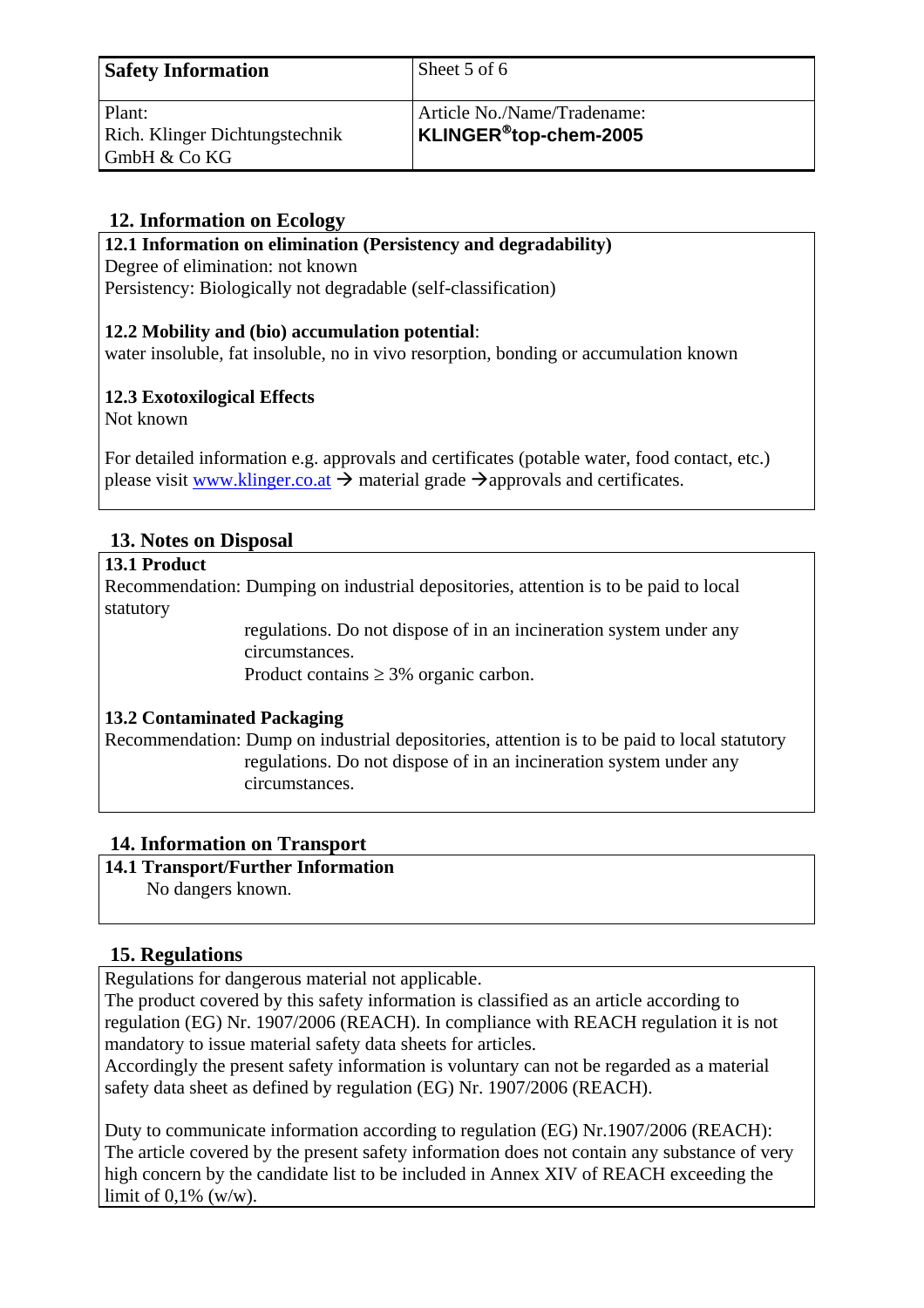| Safety Information | Sheet 5 of 6 |
|---|---|
| Plant: Rich. Klinger Dichtungstechnik GmbH & Co KG | Article No./Name/Tradename: **KLINGER®top-chem-2005** |

## 12. Information on Ecology

### 12.1 Information on elimination (Persistency and degradability)

Degree of elimination: not known
Persistency: Biologically not degradable (self-classification)

### 12.2 Mobility and (bio) accumulation potential:

water insoluble, fat insoluble, no in vivo resorption, bonding or accumulation known

### 12.3 Exotoxilogical Effects

Not known

For detailed information e.g. approvals and certificates (potable water, food contact, etc.) please visit www.klinger.co.at → material grade →approvals and certificates.

## 13. Notes on Disposal

### 13.1 Product

Recommendation: Dumping on industrial depositories, attention is to be paid to local statutory regulations. Do not dispose of in an incineration system under any circumstances.
Product contains ≥ 3% organic carbon.

### 13.2 Contaminated Packaging

Recommendation: Dump on industrial depositories, attention is to be paid to local statutory regulations. Do not dispose of in an incineration system under any circumstances.

## 14. Information on Transport

### 14.1 Transport/Further Information

No dangers known.

## 15. Regulations

Regulations for dangerous material not applicable.
The product covered by this safety information is classified as an article according to regulation (EG) Nr. 1907/2006 (REACH). In compliance with REACH regulation it is not mandatory to issue material safety data sheets for articles.
Accordingly the present safety information is voluntary can not be regarded as a material safety data sheet as defined by regulation (EG) Nr. 1907/2006 (REACH).

Duty to communicate information according to regulation (EG) Nr.1907/2006 (REACH): The article covered by the present safety information does not contain any substance of very high concern by the candidate list to be included in Annex XIV of REACH exceeding the limit of 0,1% (w/w).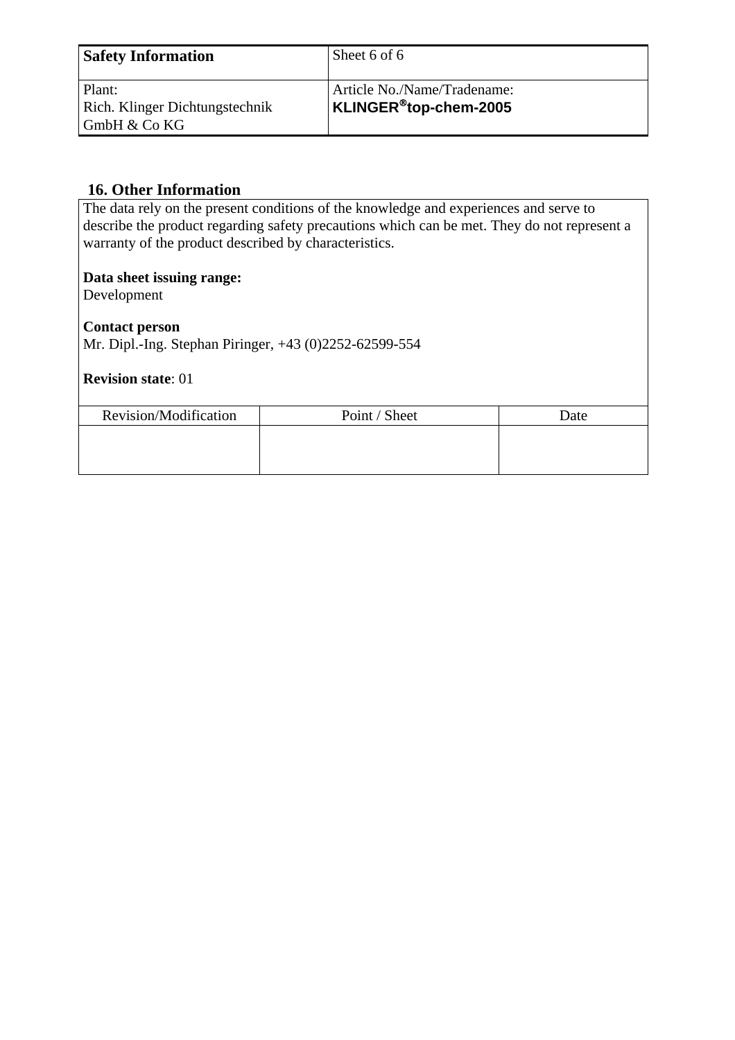| Safety Information | Sheet 6 of 6 |
|---|---|
| Plant:<br>Rich. Klinger Dichtungstechnik GmbH & Co KG | Article No./Name/Tradename:<br>**KLINGER®top-chem-2005** |

## 16. Other Information

The data rely on the present conditions of the knowledge and experiences and serve to describe the product regarding safety precautions which can be met. They do not represent a warranty of the product described by characteristics.

**Data sheet issuing range:**
Development

**Contact person**
Mr. Dipl.-Ing. Stephan Piringer, +43 (0)2252-62599-554

**Revision state**: 01

| Revision/Modification | Point / Sheet | Date |
|---|---|---|
| | | |